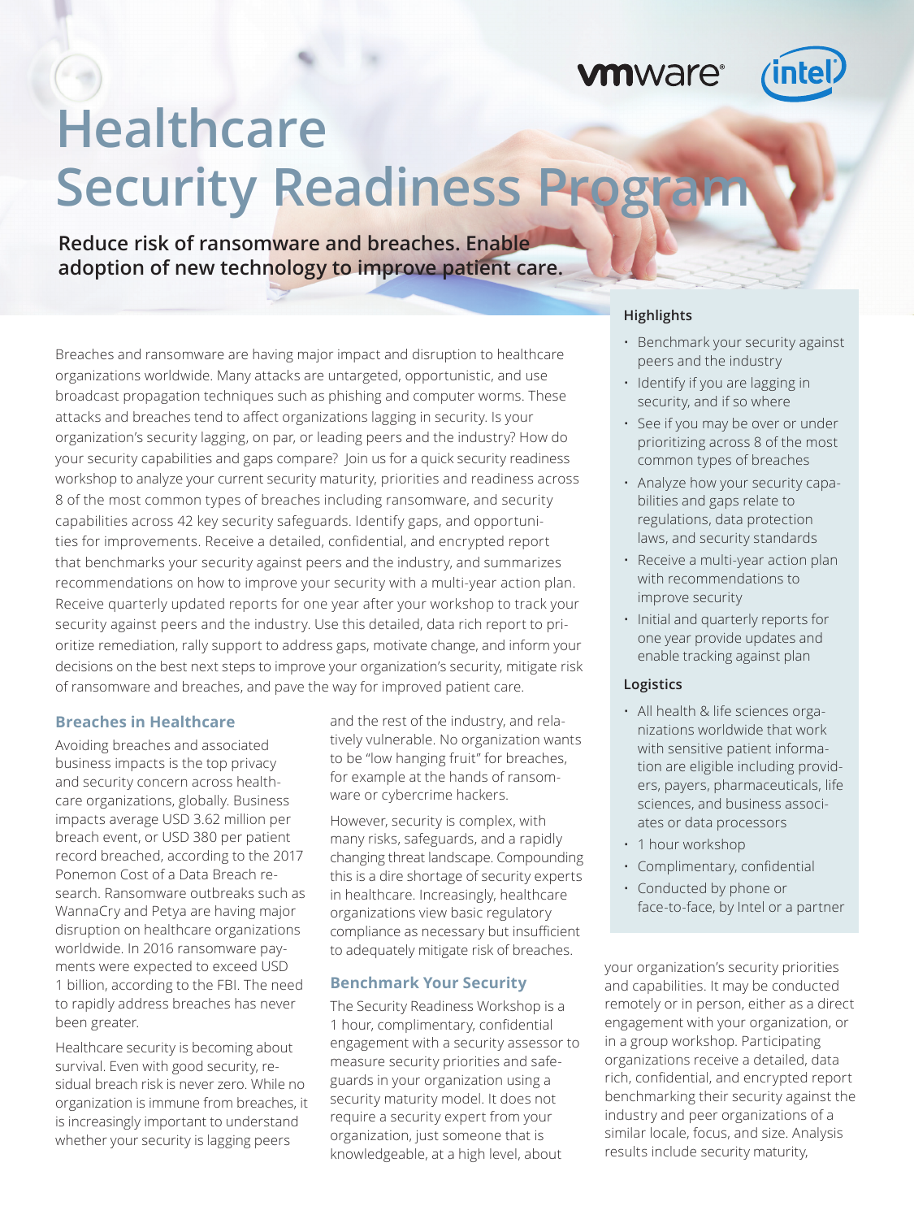# Healthcare Security Readiness Program

**Reduce risk of ransomware and breaches. Enable adoption of new technology to improve patient care.**

Breaches and ransomware are having major impact and disruption to healthcare organizations worldwide. Many attacks are untargeted, opportunistic, and use broadcast propagation techniques such as phishing and computer worms. These attacks and breaches tend to affect organizations lagging in security. Is your organization's security lagging, on par, or leading peers and the industry? How do your security capabilities and gaps compare? Join us for a quick security readiness workshop to analyze your current security maturity, priorities and readiness across 8 of the most common types of breaches including ransomware, and security capabilities across 42 key security safeguards. Identify gaps, and opportunities for improvements. Receive a detailed, confidential, and encrypted report that benchmarks your security against peers and the industry, and summarizes recommendations on how to improve your security with a multi-year action plan. Receive quarterly updated reports for one year after your workshop to track your security against peers and the industry. Use this detailed, data rich report to prioritize remediation, rally support to address gaps, motivate change, and inform your decisions on the best next steps to improve your organization's security, mitigate risk of ransomware and breaches, and pave the way for improved patient care.

## Breaches in Healthcare

Avoiding breaches and associated business impacts is the top privacy and security concern across healthcare organizations, globally. Business impacts average USD 3.62 million per breach event, or USD 380 per patient record breached, according to the 2017 Ponemon Cost of a Data Breach research. Ransomware outbreaks such as WannaCry and Petya are having major disruption on healthcare organizations worldwide. In 2016 ransomware payments were expected to exceed USD 1 billion, according to the FBI. The need to rapidly address breaches has never been greater.

Healthcare security is becoming about survival. Even with good security, residual breach risk is never zero. While no organization is immune from breaches, it is increasingly important to understand whether your security is lagging peers and the rest of the industry, and relatively vulnerable. No organization wants to be "low hanging fruit" for breaches, for example at the hands of ransomware or cybercrime hackers.

However, security is complex, with many risks, safeguards, and a rapidly changing threat landscape. Compounding this is a dire shortage of security experts in healthcare. Increasingly, healthcare organizations view basic regulatory compliance as necessary but insufficient to adequately mitigate risk of breaches.

## Benchmark Your Security

The Security Readiness Workshop is a 1 hour, complimentary, confidential engagement with a security assessor to measure security priorities and safeguards in your organization using a security maturity model. It does not require a security expert from your organization, just someone that is knowledgeable, at a high level, about your organization's security priorities and capabilities. It may be conducted remotely or in person, either as a direct engagement with your organization, or in a group workshop. Participating organizations receive a detailed, data rich, confidential, and encrypted report benchmarking their security against the industry and peer organizations of a similar locale, focus, and size. Analysis results include security maturity,

### Highlights

- Benchmark your security against peers and the industry
- Identify if you are lagging in security, and if so where
- See if you may be over or under prioritizing across 8 of the most common types of breaches
- Analyze how your security capabilities and gaps relate to regulations, data protection laws, and security standards
- Receive a multi-year action plan with recommendations to improve security
- Initial and quarterly reports for one year provide updates and enable tracking against plan

### Logistics

- All health & life sciences organizations worldwide that work with sensitive patient information are eligible including providers, payers, pharmaceuticals, life sciences, and business associates or data processors
- 1 hour workshop
- Complimentary, confidential
- Conducted by phone or face-to-face, by Intel or a partner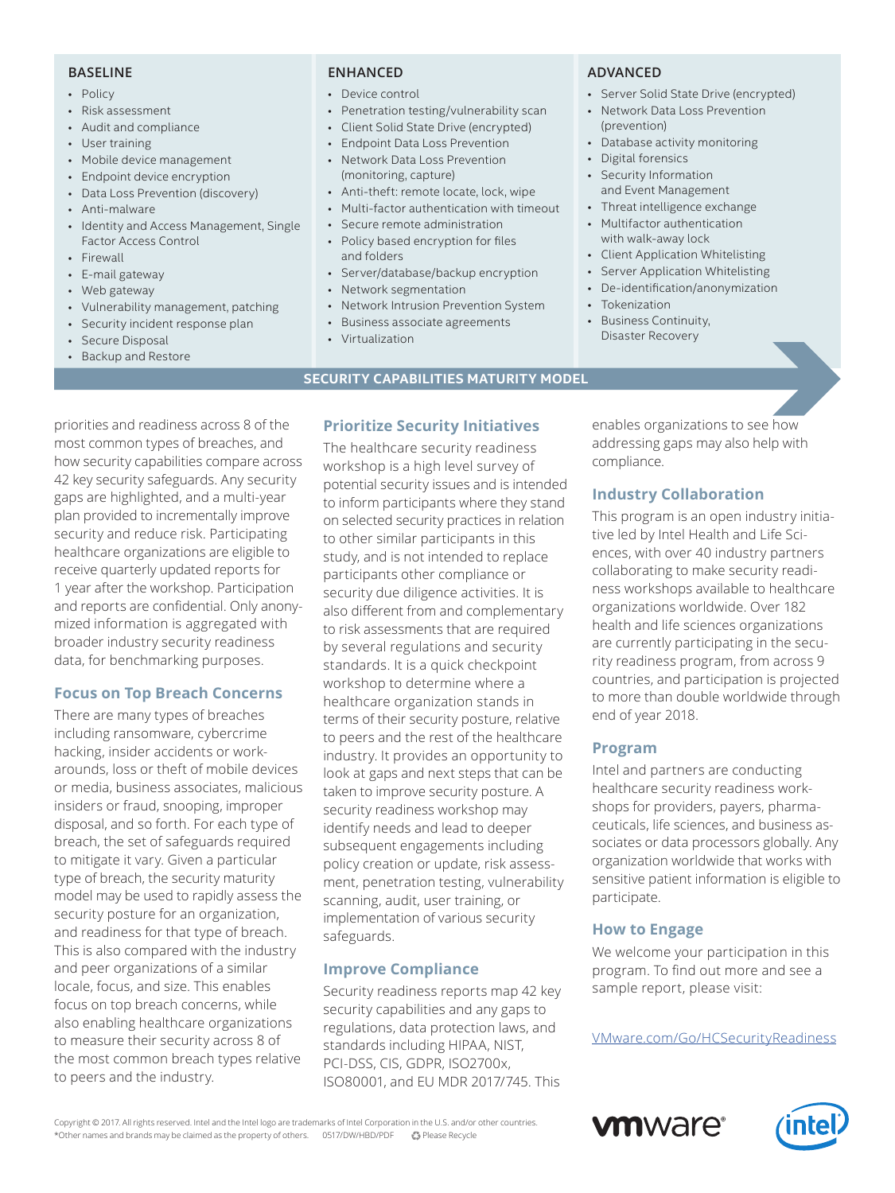**BASELINE**

- Policy
- Risk assessment
- Audit and compliance
- User training
- Mobile device management
- Endpoint device encryption
- Data Loss Prevention (discovery)
- Anti-malware
- Identity and Access Management, Single Factor Access Control
- Firewall
- E-mail gateway
- Web gateway
- Vulnerability management, patching
- Security incident response plan
- Secure Disposal
- Backup and Restore

**ENHANCED**

- Device control
- Penetration testing/vulnerability scan
- Client Solid State Drive (encrypted)
- Endpoint Data Loss Prevention
- Network Data Loss Prevention (monitoring, capture)
- Anti-theft: remote locate, lock, wipe
- Multi-factor authentication with timeout
- Secure remote administration
- Policy based encryption for files and folders
- Server/database/backup encryption
- Network segmentation
- Network Intrusion Prevention System
- Business associate agreements
- Virtualization

**ADVANCED**

- Server Solid State Drive (encrypted)
- Network Data Loss Prevention (prevention)
- Database activity monitoring
- Digital forensics
- Security Information and Event Management
- Threat intelligence exchange
- Multifactor authentication with walk-away lock
- Client Application Whitelisting
- Server Application Whitelisting
- De-identification/anonymization
- Tokenization
- Business Continuity, Disaster Recovery

**SECURITY CAPABILITIES MATURITY MODEL**

priorities and readiness across 8 of the most common types of breaches, and how security capabilities compare across 42 key security safeguards. Any security gaps are highlighted, and a multi-year plan provided to incrementally improve security and reduce risk. Participating healthcare organizations are eligible to receive quarterly updated reports for 1 year after the workshop. Participation and reports are confidential. Only anonymized information is aggregated with broader industry security readiness data, for benchmarking purposes.

## Focus on Top Breach Concerns

There are many types of breaches including ransomware, cybercrime hacking, insider accidents or workarounds, loss or theft of mobile devices or media, business associates, malicious insiders or fraud, snooping, improper disposal, and so forth. For each type of breach, the set of safeguards required to mitigate it vary. Given a particular type of breach, the security maturity model may be used to rapidly assess the security posture for an organization, and readiness for that type of breach. This is also compared with the industry and peer organizations of a similar locale, focus, and size. This enables focus on top breach concerns, while also enabling healthcare organizations to measure their security across 8 of the most common breach types relative to peers and the industry.

## Prioritize Security Initiatives

The healthcare security readiness workshop is a high level survey of potential security issues and is intended to inform participants where they stand on selected security practices in relation to other similar participants in this study, and is not intended to replace participants other compliance or security due diligence activities. It is also different from and complementary to risk assessments that are required by several regulations and security standards. It is a quick checkpoint workshop to determine where a healthcare organization stands in terms of their security posture, relative to peers and the rest of the healthcare industry. It provides an opportunity to look at gaps and next steps that can be taken to improve security posture. A security readiness workshop may identify needs and lead to deeper subsequent engagements including policy creation or update, risk assessment, penetration testing, vulnerability scanning, audit, user training, or implementation of various security safeguards.

## Improve Compliance

Security readiness reports map 42 key security capabilities and any gaps to regulations, data protection laws, and standards including HIPAA, NIST, PCI-DSS, CIS, GDPR, ISO2700x, ISO80001, and EU MDR 2017/745. This enables organizations to see how addressing gaps may also help with compliance.

## Industry Collaboration

This program is an open industry initiative led by Intel Health and Life Sciences, with over 40 industry partners collaborating to make security readiness workshops available to healthcare organizations worldwide. Over 182 health and life sciences organizations are currently participating in the security readiness program, from across 9 countries, and participation is projected to more than double worldwide through end of year 2018.

## Program

Intel and partners are conducting healthcare security readiness workshops for providers, payers, pharmaceuticals, life sciences, and business associates or data processors globally. Any organization worldwide that works with sensitive patient information is eligible to participate.

## How to Engage

We welcome your participation in this program. To find out more and see a sample report, please visit:

VMware.com/Go/HCSecurityReadiness

Copyright © 2017. All rights reserved. Intel and the Intel logo are trademarks of Intel Corporation in the U.S. and/or other countries.
*Other names and brands may be claimed as the property of others. 0517/DW/HBD/PDF Please Recycle